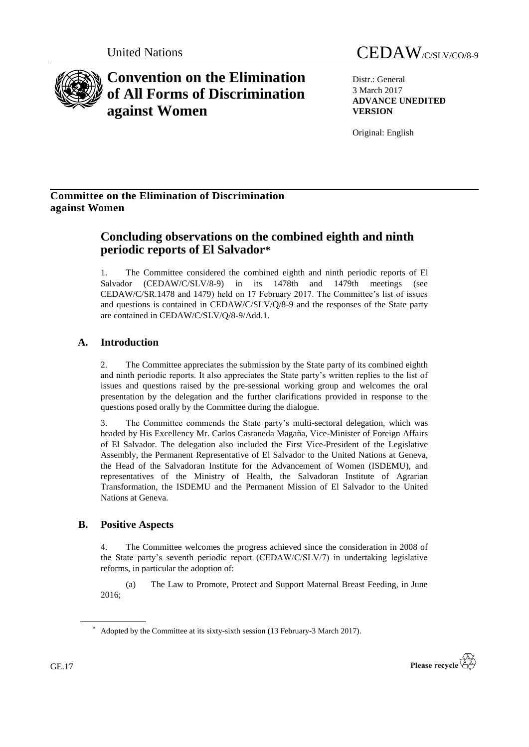United Nations CEDAW/C/SLV/CO/8-9

# Convention on the Elimination of All Forms of Discrimination against Women

Distr.: General
3 March 2017
**ADVANCE UNEDITED VERSION**

Original: English

**Committee on the Elimination of Discrimination against Women**

## Concluding observations on the combined eighth and ninth periodic reports of El Salvador*

1. The Committee considered the combined eighth and ninth periodic reports of El Salvador (CEDAW/C/SLV/8-9) in its 1478th and 1479th meetings (see CEDAW/C/SR.1478 and 1479) held on 17 February 2017. The Committee's list of issues and questions is contained in CEDAW/C/SLV/Q/8-9 and the responses of the State party are contained in CEDAW/C/SLV/Q/8-9/Add.1.

### A. Introduction

2. The Committee appreciates the submission by the State party of its combined eighth and ninth periodic reports. It also appreciates the State party's written replies to the list of issues and questions raised by the pre-sessional working group and welcomes the oral presentation by the delegation and the further clarifications provided in response to the questions posed orally by the Committee during the dialogue.

3. The Committee commends the State party's multi-sectoral delegation, which was headed by His Excellency Mr. Carlos Castaneda Magaña, Vice-Minister of Foreign Affairs of El Salvador. The delegation also included the First Vice-President of the Legislative Assembly, the Permanent Representative of El Salvador to the United Nations at Geneva, the Head of the Salvadoran Institute for the Advancement of Women (ISDEMU), and representatives of the Ministry of Health, the Salvadoran Institute of Agrarian Transformation, the ISDEMU and the Permanent Mission of El Salvador to the United Nations at Geneva.

### B. Positive Aspects

4. The Committee welcomes the progress achieved since the consideration in 2008 of the State party's seventh periodic report (CEDAW/C/SLV/7) in undertaking legislative reforms, in particular the adoption of:

(a) The Law to Promote, Protect and Support Maternal Breast Feeding, in June 2016;

* Adopted by the Committee at its sixty-sixth session (13 February-3 March 2017).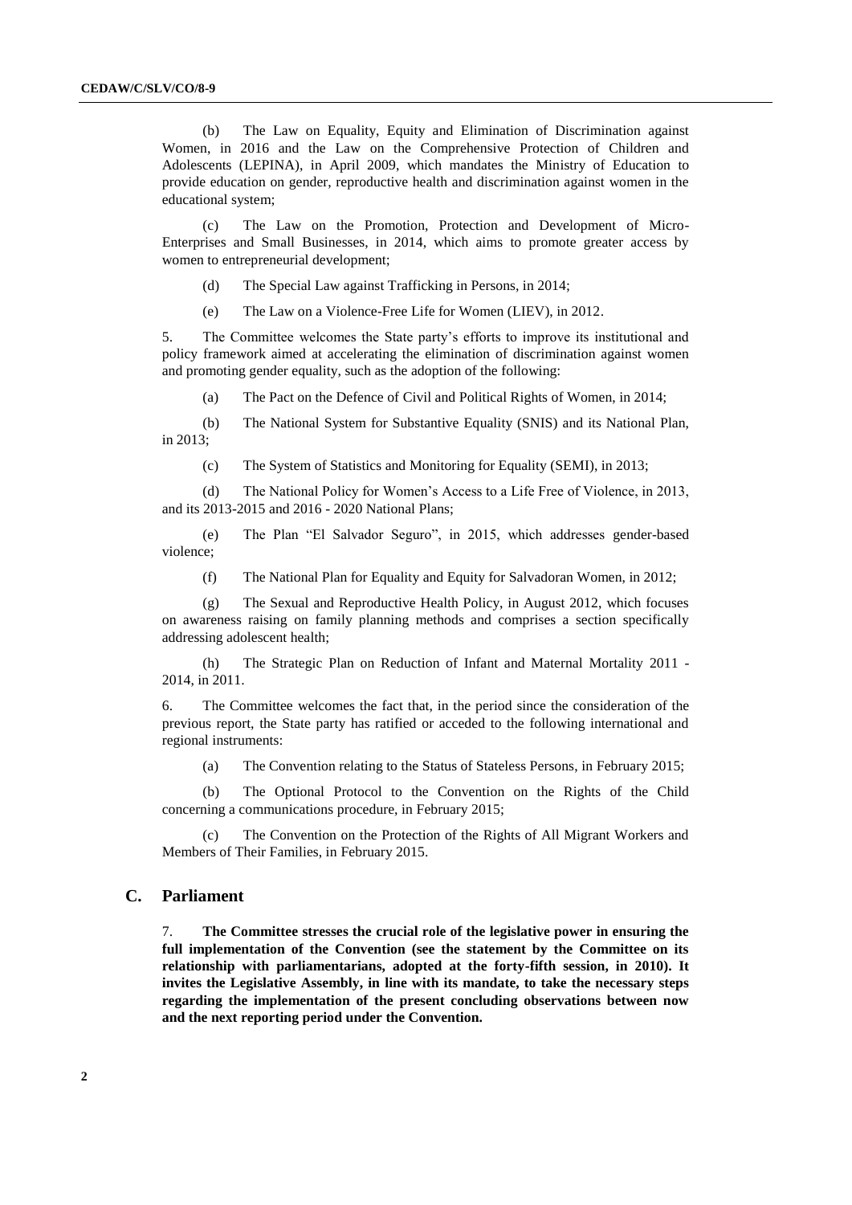(b) The Law on Equality, Equity and Elimination of Discrimination against Women, in 2016 and the Law on the Comprehensive Protection of Children and Adolescents (LEPINA), in April 2009, which mandates the Ministry of Education to provide education on gender, reproductive health and discrimination against women in the educational system;

(c) The Law on the Promotion, Protection and Development of Micro-Enterprises and Small Businesses, in 2014, which aims to promote greater access by women to entrepreneurial development;

(d) The Special Law against Trafficking in Persons, in 2014;

(e) The Law on a Violence-Free Life for Women (LIEV), in 2012.

5. The Committee welcomes the State party's efforts to improve its institutional and policy framework aimed at accelerating the elimination of discrimination against women and promoting gender equality, such as the adoption of the following:

(a) The Pact on the Defence of Civil and Political Rights of Women, in 2014;

(b) The National System for Substantive Equality (SNIS) and its National Plan, in 2013;

(c) The System of Statistics and Monitoring for Equality (SEMI), in 2013;

(d) The National Policy for Women's Access to a Life Free of Violence, in 2013, and its 2013-2015 and 2016 - 2020 National Plans;

(e) The Plan "El Salvador Seguro", in 2015, which addresses gender-based violence;

(f) The National Plan for Equality and Equity for Salvadoran Women, in 2012;

(g) The Sexual and Reproductive Health Policy, in August 2012, which focuses on awareness raising on family planning methods and comprises a section specifically addressing adolescent health;

(h) The Strategic Plan on Reduction of Infant and Maternal Mortality 2011 - 2014, in 2011.

6. The Committee welcomes the fact that, in the period since the consideration of the previous report, the State party has ratified or acceded to the following international and regional instruments:

(a) The Convention relating to the Status of Stateless Persons, in February 2015;

(b) The Optional Protocol to the Convention on the Rights of the Child concerning a communications procedure, in February 2015;

(c) The Convention on the Protection of the Rights of All Migrant Workers and Members of Their Families, in February 2015.

## C. Parliament

7. **The Committee stresses the crucial role of the legislative power in ensuring the full implementation of the Convention (see the statement by the Committee on its relationship with parliamentarians, adopted at the forty-fifth session, in 2010). It invites the Legislative Assembly, in line with its mandate, to take the necessary steps regarding the implementation of the present concluding observations between now and the next reporting period under the Convention.**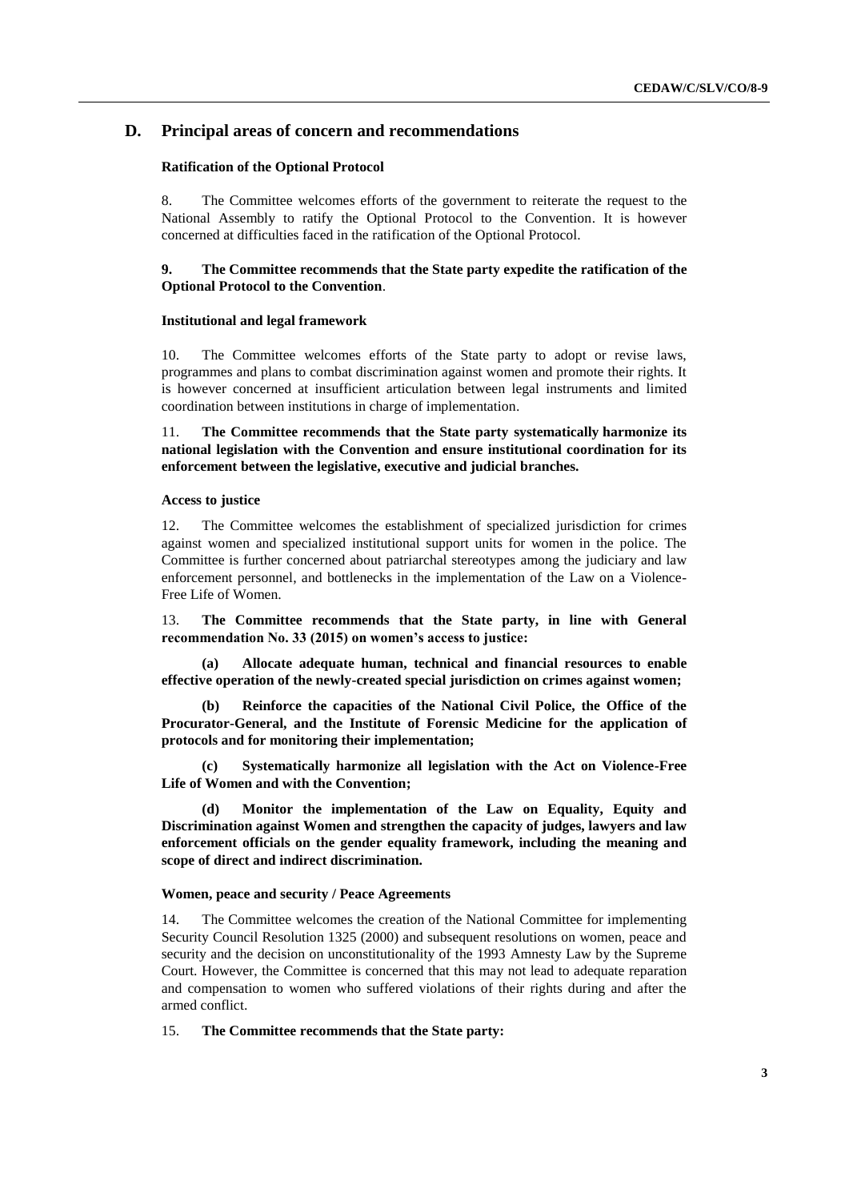## D. Principal areas of concern and recommendations

### Ratification of the Optional Protocol

8. The Committee welcomes efforts of the government to reiterate the request to the National Assembly to ratify the Optional Protocol to the Convention. It is however concerned at difficulties faced in the ratification of the Optional Protocol.

**9. The Committee recommends that the State party expedite the ratification of the Optional Protocol to the Convention**.

### Institutional and legal framework

10. The Committee welcomes efforts of the State party to adopt or revise laws, programmes and plans to combat discrimination against women and promote their rights. It is however concerned at insufficient articulation between legal instruments and limited coordination between institutions in charge of implementation.

11. **The Committee recommends that the State party systematically harmonize its national legislation with the Convention and ensure institutional coordination for its enforcement between the legislative, executive and judicial branches.**

### Access to justice

12. The Committee welcomes the establishment of specialized jurisdiction for crimes against women and specialized institutional support units for women in the police. The Committee is further concerned about patriarchal stereotypes among the judiciary and law enforcement personnel, and bottlenecks in the implementation of the Law on a Violence-Free Life of Women.

13. **The Committee recommends that the State party, in line with General recommendation No. 33 (2015) on women's access to justice:**

**(a) Allocate adequate human, technical and financial resources to enable effective operation of the newly-created special jurisdiction on crimes against women;**

**(b) Reinforce the capacities of the National Civil Police, the Office of the Procurator-General, and the Institute of Forensic Medicine for the application of protocols and for monitoring their implementation;**

**(c) Systematically harmonize all legislation with the Act on Violence-Free Life of Women and with the Convention;**

**(d) Monitor the implementation of the Law on Equality, Equity and Discrimination against Women and strengthen the capacity of judges, lawyers and law enforcement officials on the gender equality framework, including the meaning and scope of direct and indirect discrimination.**

### Women, peace and security / Peace Agreements

14. The Committee welcomes the creation of the National Committee for implementing Security Council Resolution 1325 (2000) and subsequent resolutions on women, peace and security and the decision on unconstitutionality of the 1993 Amnesty Law by the Supreme Court. However, the Committee is concerned that this may not lead to adequate reparation and compensation to women who suffered violations of their rights during and after the armed conflict.

15. **The Committee recommends that the State party:**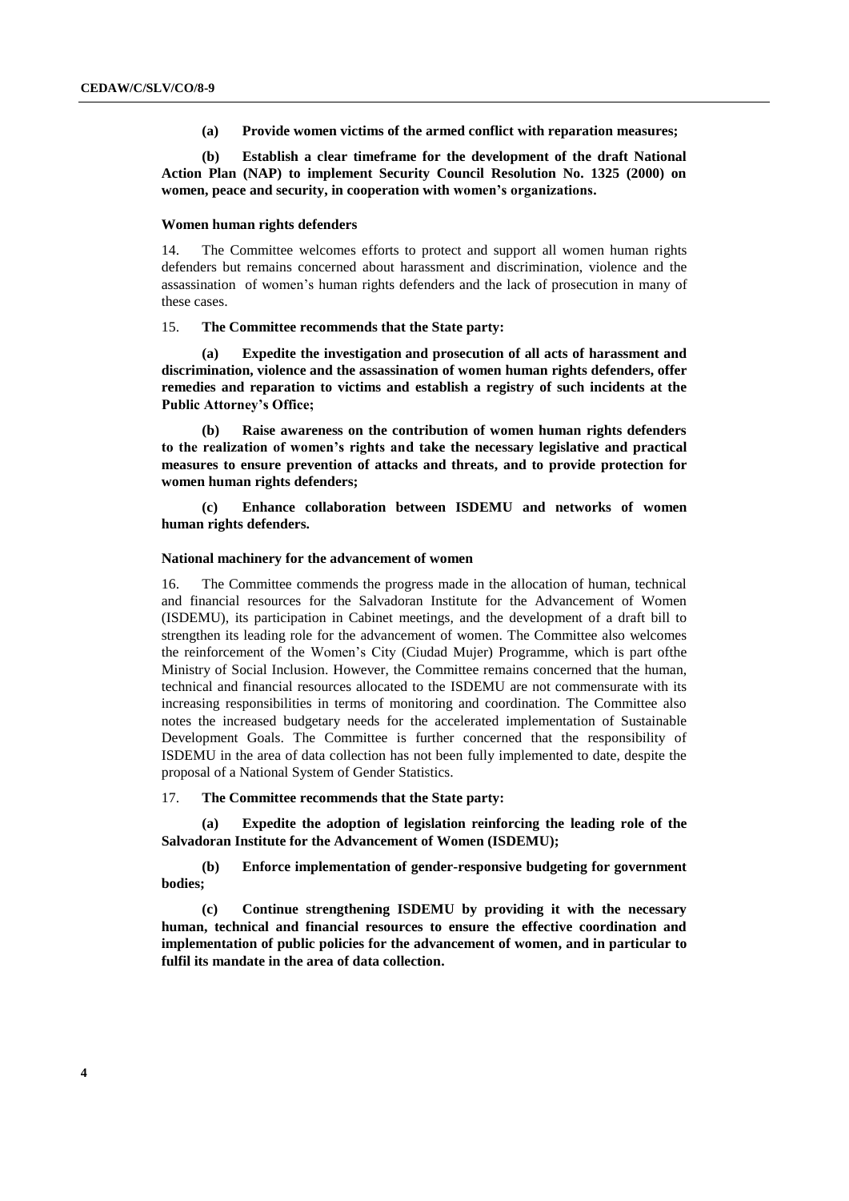**(a) Provide women victims of the armed conflict with reparation measures;**

**(b) Establish a clear timeframe for the development of the draft National Action Plan (NAP) to implement Security Council Resolution No. 1325 (2000) on women, peace and security, in cooperation with women's organizations.**

### Women human rights defenders

14. The Committee welcomes efforts to protect and support all women human rights defenders but remains concerned about harassment and discrimination, violence and the assassination of women's human rights defenders and the lack of prosecution in many of these cases.

15. **The Committee recommends that the State party:**

**(a) Expedite the investigation and prosecution of all acts of harassment and discrimination, violence and the assassination of women human rights defenders, offer remedies and reparation to victims and establish a registry of such incidents at the Public Attorney's Office;**

**(b) Raise awareness on the contribution of women human rights defenders to the realization of women's rights and take the necessary legislative and practical measures to ensure prevention of attacks and threats, and to provide protection for women human rights defenders;**

**(c) Enhance collaboration between ISDEMU and networks of women human rights defenders.**

### National machinery for the advancement of women

16. The Committee commends the progress made in the allocation of human, technical and financial resources for the Salvadoran Institute for the Advancement of Women (ISDEMU), its participation in Cabinet meetings, and the development of a draft bill to strengthen its leading role for the advancement of women. The Committee also welcomes the reinforcement of the Women's City (Ciudad Mujer) Programme, which is part ofthe Ministry of Social Inclusion. However, the Committee remains concerned that the human, technical and financial resources allocated to the ISDEMU are not commensurate with its increasing responsibilities in terms of monitoring and coordination. The Committee also notes the increased budgetary needs for the accelerated implementation of Sustainable Development Goals. The Committee is further concerned that the responsibility of ISDEMU in the area of data collection has not been fully implemented to date, despite the proposal of a National System of Gender Statistics.

17. **The Committee recommends that the State party:**

**(a) Expedite the adoption of legislation reinforcing the leading role of the Salvadoran Institute for the Advancement of Women (ISDEMU);**

**(b) Enforce implementation of gender-responsive budgeting for government bodies;**

**(c) Continue strengthening ISDEMU by providing it with the necessary human, technical and financial resources to ensure the effective coordination and implementation of public policies for the advancement of women, and in particular to fulfil its mandate in the area of data collection.**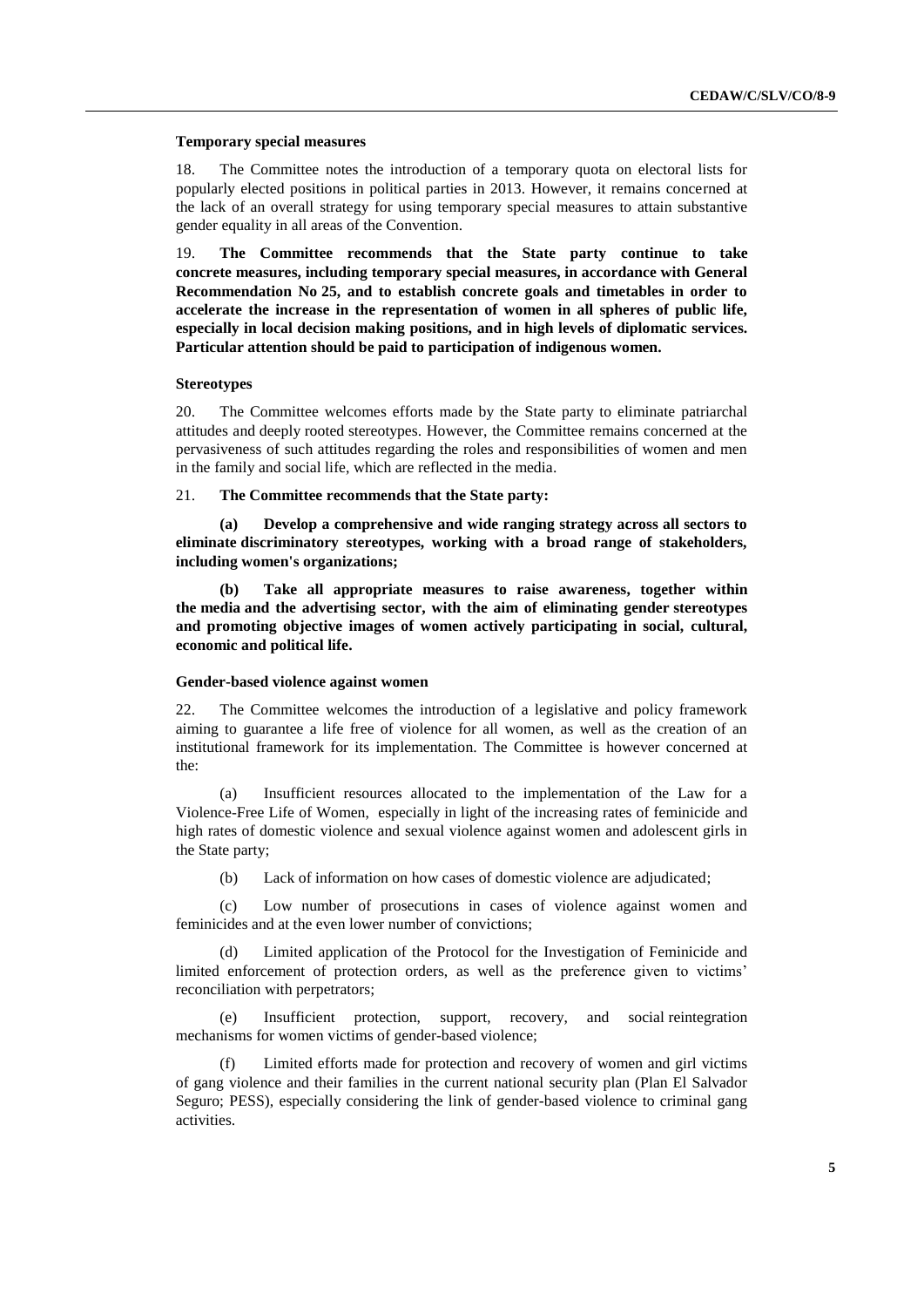### Temporary special measures

18. The Committee notes the introduction of a temporary quota on electoral lists for popularly elected positions in political parties in 2013. However, it remains concerned at the lack of an overall strategy for using temporary special measures to attain substantive gender equality in all areas of the Convention.

19. **The Committee recommends that the State party continue to take concrete measures, including temporary special measures, in accordance with General Recommendation No 25, and to establish concrete goals and timetables in order to accelerate the increase in the representation of women in all spheres of public life, especially in local decision making positions, and in high levels of diplomatic services. Particular attention should be paid to participation of indigenous women.**

### Stereotypes

20. The Committee welcomes efforts made by the State party to eliminate patriarchal attitudes and deeply rooted stereotypes. However, the Committee remains concerned at the pervasiveness of such attitudes regarding the roles and responsibilities of women and men in the family and social life, which are reflected in the media.

21. **The Committee recommends that the State party:**

**(a) Develop a comprehensive and wide ranging strategy across all sectors to eliminate discriminatory stereotypes, working with a broad range of stakeholders, including women's organizations;**

**(b) Take all appropriate measures to raise awareness, together within the media and the advertising sector, with the aim of eliminating gender stereotypes and promoting objective images of women actively participating in social, cultural, economic and political life.**

### Gender-based violence against women

22. The Committee welcomes the introduction of a legislative and policy framework aiming to guarantee a life free of violence for all women, as well as the creation of an institutional framework for its implementation. The Committee is however concerned at the:

(a) Insufficient resources allocated to the implementation of the Law for a Violence-Free Life of Women, especially in light of the increasing rates of feminicide and high rates of domestic violence and sexual violence against women and adolescent girls in the State party;

(b) Lack of information on how cases of domestic violence are adjudicated;

(c) Low number of prosecutions in cases of violence against women and feminicides and at the even lower number of convictions;

(d) Limited application of the Protocol for the Investigation of Feminicide and limited enforcement of protection orders, as well as the preference given to victims' reconciliation with perpetrators;

(e) Insufficient protection, support, recovery, and social reintegration mechanisms for women victims of gender-based violence;

(f) Limited efforts made for protection and recovery of women and girl victims of gang violence and their families in the current national security plan (Plan El Salvador Seguro; PESS), especially considering the link of gender-based violence to criminal gang activities.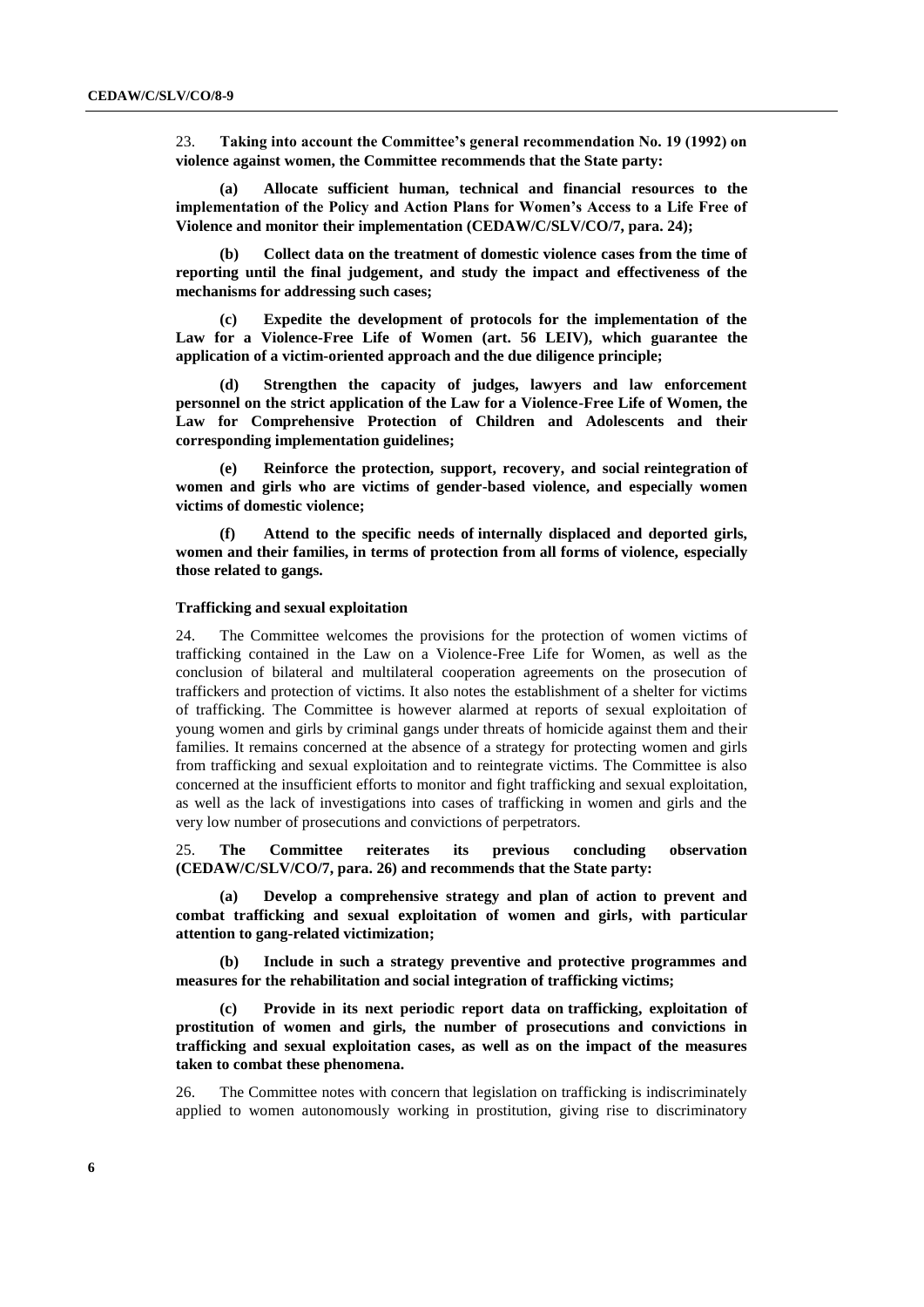23. **Taking into account the Committee's general recommendation No. 19 (1992) on violence against women, the Committee recommends that the State party:**

**(a) Allocate sufficient human, technical and financial resources to the implementation of the Policy and Action Plans for Women's Access to a Life Free of Violence and monitor their implementation (CEDAW/C/SLV/CO/7, para. 24);**

**(b) Collect data on the treatment of domestic violence cases from the time of reporting until the final judgement, and study the impact and effectiveness of the mechanisms for addressing such cases;**

**(c) Expedite the development of protocols for the implementation of the Law for a Violence-Free Life of Women (art. 56 LEIV), which guarantee the application of a victim-oriented approach and the due diligence principle;**

**(d) Strengthen the capacity of judges, lawyers and law enforcement personnel on the strict application of the Law for a Violence-Free Life of Women, the Law for Comprehensive Protection of Children and Adolescents and their corresponding implementation guidelines;**

**(e) Reinforce the protection, support, recovery, and social reintegration of women and girls who are victims of gender-based violence, and especially women victims of domestic violence;**

**(f) Attend to the specific needs of internally displaced and deported girls, women and their families, in terms of protection from all forms of violence, especially those related to gangs.**

### Trafficking and sexual exploitation

24. The Committee welcomes the provisions for the protection of women victims of trafficking contained in the Law on a Violence-Free Life for Women, as well as the conclusion of bilateral and multilateral cooperation agreements on the prosecution of traffickers and protection of victims. It also notes the establishment of a shelter for victims of trafficking. The Committee is however alarmed at reports of sexual exploitation of young women and girls by criminal gangs under threats of homicide against them and their families. It remains concerned at the absence of a strategy for protecting women and girls from trafficking and sexual exploitation and to reintegrate victims. The Committee is also concerned at the insufficient efforts to monitor and fight trafficking and sexual exploitation, as well as the lack of investigations into cases of trafficking in women and girls and the very low number of prosecutions and convictions of perpetrators.

25. **The Committee reiterates its previous concluding observation (CEDAW/C/SLV/CO/7, para. 26) and recommends that the State party:**

**(a) Develop a comprehensive strategy and plan of action to prevent and combat trafficking and sexual exploitation of women and girls, with particular attention to gang-related victimization;**

**(b) Include in such a strategy preventive and protective programmes and measures for the rehabilitation and social integration of trafficking victims;**

**(c) Provide in its next periodic report data on trafficking, exploitation of prostitution of women and girls, the number of prosecutions and convictions in trafficking and sexual exploitation cases, as well as on the impact of the measures taken to combat these phenomena.**

26. The Committee notes with concern that legislation on trafficking is indiscriminately applied to women autonomously working in prostitution, giving rise to discriminatory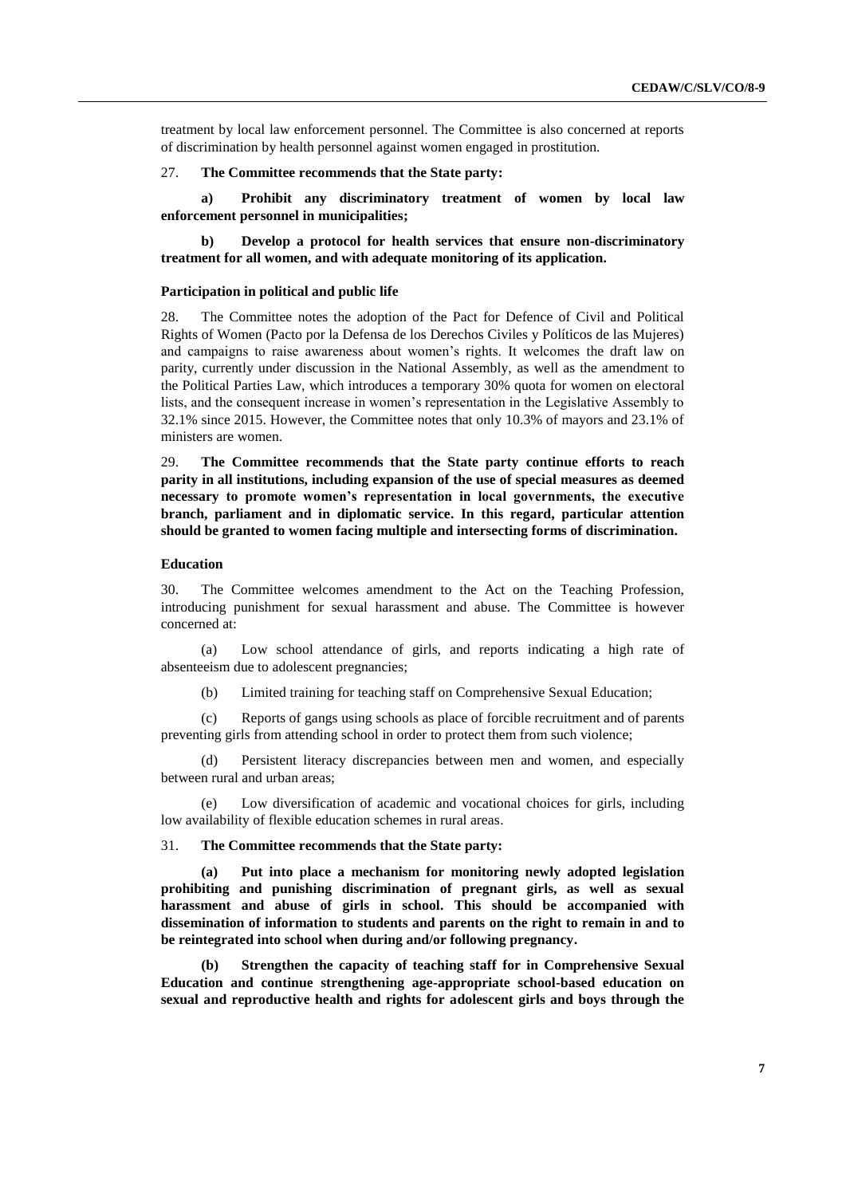treatment by local law enforcement personnel. The Committee is also concerned at reports of discrimination by health personnel against women engaged in prostitution.

27. **The Committee recommends that the State party:**

**a) Prohibit any discriminatory treatment of women by local law enforcement personnel in municipalities;**

**b) Develop a protocol for health services that ensure non-discriminatory treatment for all women, and with adequate monitoring of its application.**

#### Participation in political and public life

28. The Committee notes the adoption of the Pact for Defence of Civil and Political Rights of Women (Pacto por la Defensa de los Derechos Civiles y Políticos de las Mujeres) and campaigns to raise awareness about women's rights. It welcomes the draft law on parity, currently under discussion in the National Assembly, as well as the amendment to the Political Parties Law, which introduces a temporary 30% quota for women on electoral lists, and the consequent increase in women's representation in the Legislative Assembly to 32.1% since 2015. However, the Committee notes that only 10.3% of mayors and 23.1% of ministers are women.

29. **The Committee recommends that the State party continue efforts to reach parity in all institutions, including expansion of the use of special measures as deemed necessary to promote women's representation in local governments, the executive branch, parliament and in diplomatic service. In this regard, particular attention should be granted to women facing multiple and intersecting forms of discrimination.**

#### Education

30. The Committee welcomes amendment to the Act on the Teaching Profession, introducing punishment for sexual harassment and abuse. The Committee is however concerned at:

(a) Low school attendance of girls, and reports indicating a high rate of absenteeism due to adolescent pregnancies;

(b) Limited training for teaching staff on Comprehensive Sexual Education;

(c) Reports of gangs using schools as place of forcible recruitment and of parents preventing girls from attending school in order to protect them from such violence;

(d) Persistent literacy discrepancies between men and women, and especially between rural and urban areas;

(e) Low diversification of academic and vocational choices for girls, including low availability of flexible education schemes in rural areas.

31. **The Committee recommends that the State party:**

**(a) Put into place a mechanism for monitoring newly adopted legislation prohibiting and punishing discrimination of pregnant girls, as well as sexual harassment and abuse of girls in school. This should be accompanied with dissemination of information to students and parents on the right to remain in and to be reintegrated into school when during and/or following pregnancy.**

**(b) Strengthen the capacity of teaching staff for in Comprehensive Sexual Education and continue strengthening age-appropriate school-based education on sexual and reproductive health and rights for adolescent girls and boys through the**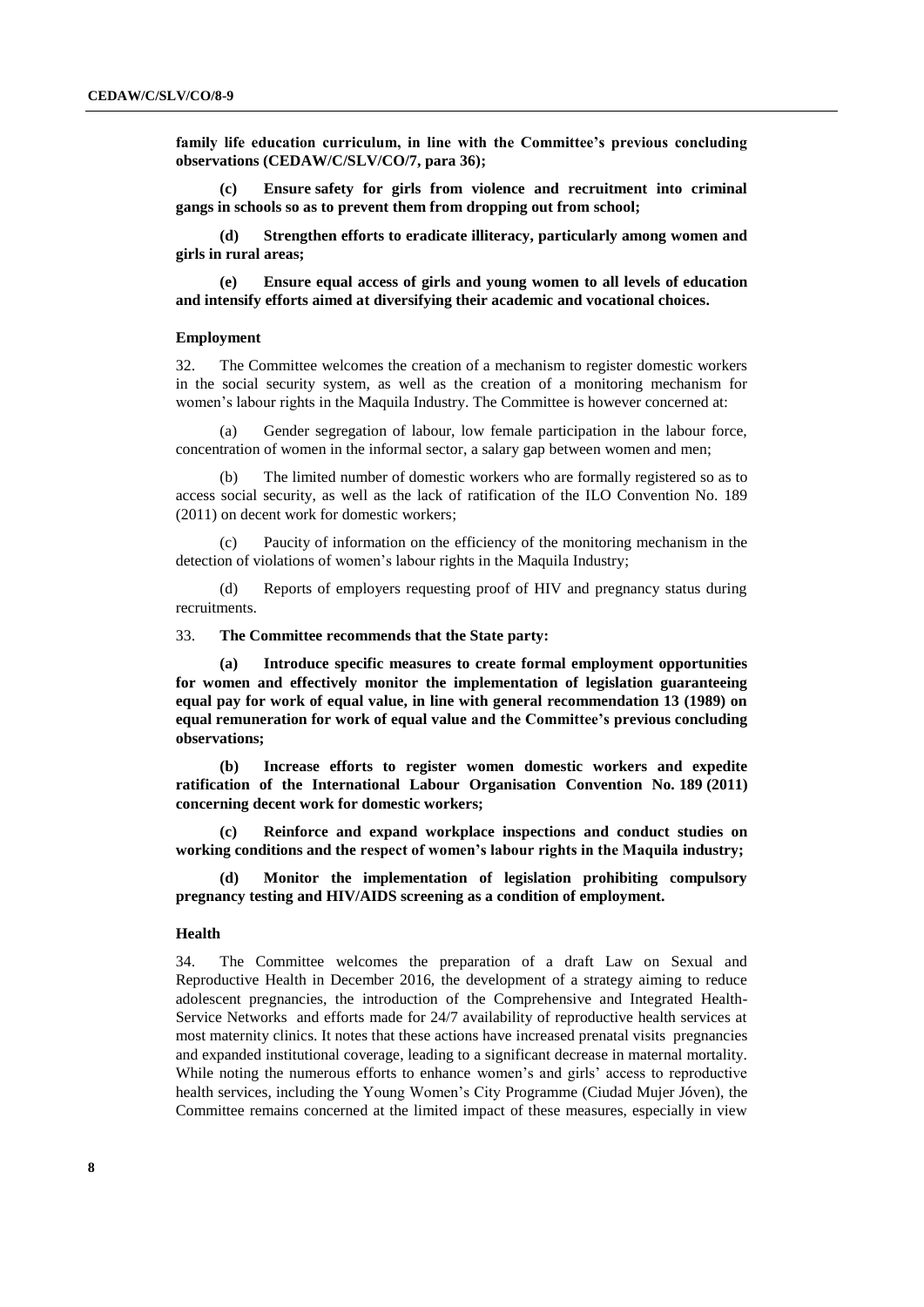**family life education curriculum, in line with the Committee's previous concluding observations (CEDAW/C/SLV/CO/7, para 36);**

**(c) Ensure safety for girls from violence and recruitment into criminal gangs in schools so as to prevent them from dropping out from school;**

**(d) Strengthen efforts to eradicate illiteracy, particularly among women and girls in rural areas;**

**(e) Ensure equal access of girls and young women to all levels of education and intensify efforts aimed at diversifying their academic and vocational choices.**

### Employment

32. The Committee welcomes the creation of a mechanism to register domestic workers in the social security system, as well as the creation of a monitoring mechanism for women's labour rights in the Maquila Industry. The Committee is however concerned at:

(a) Gender segregation of labour, low female participation in the labour force, concentration of women in the informal sector, a salary gap between women and men;

(b) The limited number of domestic workers who are formally registered so as to access social security, as well as the lack of ratification of the ILO Convention No. 189 (2011) on decent work for domestic workers;

(c) Paucity of information on the efficiency of the monitoring mechanism in the detection of violations of women's labour rights in the Maquila Industry;

(d) Reports of employers requesting proof of HIV and pregnancy status during recruitments.

33. **The Committee recommends that the State party:**

**(a) Introduce specific measures to create formal employment opportunities for women and effectively monitor the implementation of legislation guaranteeing equal pay for work of equal value, in line with general recommendation 13 (1989) on equal remuneration for work of equal value and the Committee's previous concluding observations;**

**(b) Increase efforts to register women domestic workers and expedite ratification of the International Labour Organisation Convention No. 189 (2011) concerning decent work for domestic workers;**

**(c) Reinforce and expand workplace inspections and conduct studies on working conditions and the respect of women's labour rights in the Maquila industry;**

**(d) Monitor the implementation of legislation prohibiting compulsory pregnancy testing and HIV/AIDS screening as a condition of employment.**

### Health

34. The Committee welcomes the preparation of a draft Law on Sexual and Reproductive Health in December 2016, the development of a strategy aiming to reduce adolescent pregnancies, the introduction of the Comprehensive and Integrated Health-Service Networks and efforts made for 24/7 availability of reproductive health services at most maternity clinics. It notes that these actions have increased prenatal visits pregnancies and expanded institutional coverage, leading to a significant decrease in maternal mortality. While noting the numerous efforts to enhance women's and girls' access to reproductive health services, including the Young Women's City Programme (Ciudad Mujer Jóven), the Committee remains concerned at the limited impact of these measures, especially in view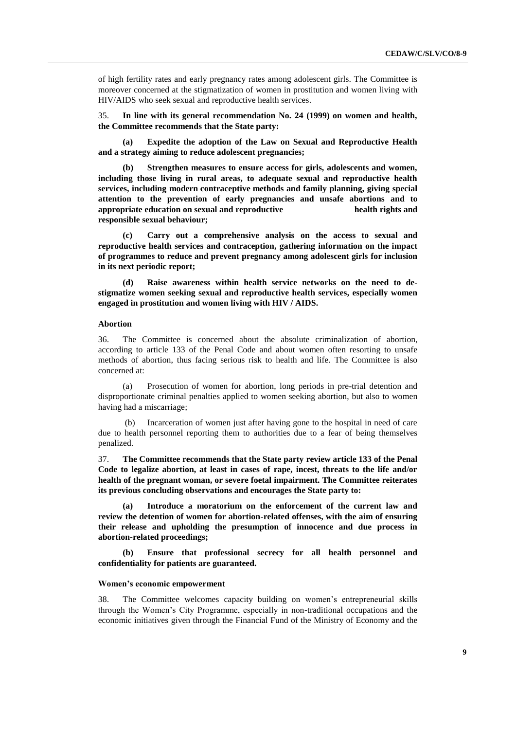of high fertility rates and early pregnancy rates among adolescent girls. The Committee is moreover concerned at the stigmatization of women in prostitution and women living with HIV/AIDS who seek sexual and reproductive health services.

35. **In line with its general recommendation No. 24 (1999) on women and health, the Committee recommends that the State party:**

**(a) Expedite the adoption of the Law on Sexual and Reproductive Health and a strategy aiming to reduce adolescent pregnancies;**

**(b) Strengthen measures to ensure access for girls, adolescents and women, including those living in rural areas, to adequate sexual and reproductive health services, including modern contraceptive methods and family planning, giving special attention to the prevention of early pregnancies and unsafe abortions and to appropriate education on sexual and reproductive health rights and responsible sexual behaviour;**

**(c) Carry out a comprehensive analysis on the access to sexual and reproductive health services and contraception, gathering information on the impact of programmes to reduce and prevent pregnancy among adolescent girls for inclusion in its next periodic report;**

**(d) Raise awareness within health service networks on the need to de-stigmatize women seeking sexual and reproductive health services, especially women engaged in prostitution and women living with HIV / AIDS.**

### Abortion

36. The Committee is concerned about the absolute criminalization of abortion, according to article 133 of the Penal Code and about women often resorting to unsafe methods of abortion, thus facing serious risk to health and life. The Committee is also concerned at:

(a) Prosecution of women for abortion, long periods in pre-trial detention and disproportionate criminal penalties applied to women seeking abortion, but also to women having had a miscarriage;

(b) Incarceration of women just after having gone to the hospital in need of care due to health personnel reporting them to authorities due to a fear of being themselves penalized.

37. **The Committee recommends that the State party review article 133 of the Penal Code to legalize abortion, at least in cases of rape, incest, threats to the life and/or health of the pregnant woman, or severe foetal impairment. The Committee reiterates its previous concluding observations and encourages the State party to:**

**(a) Introduce a moratorium on the enforcement of the current law and review the detention of women for abortion-related offenses, with the aim of ensuring their release and upholding the presumption of innocence and due process in abortion-related proceedings;**

**(b) Ensure that professional secrecy for all health personnel and confidentiality for patients are guaranteed.**

### Women's economic empowerment

38. The Committee welcomes capacity building on women's entrepreneurial skills through the Women's City Programme, especially in non-traditional occupations and the economic initiatives given through the Financial Fund of the Ministry of Economy and the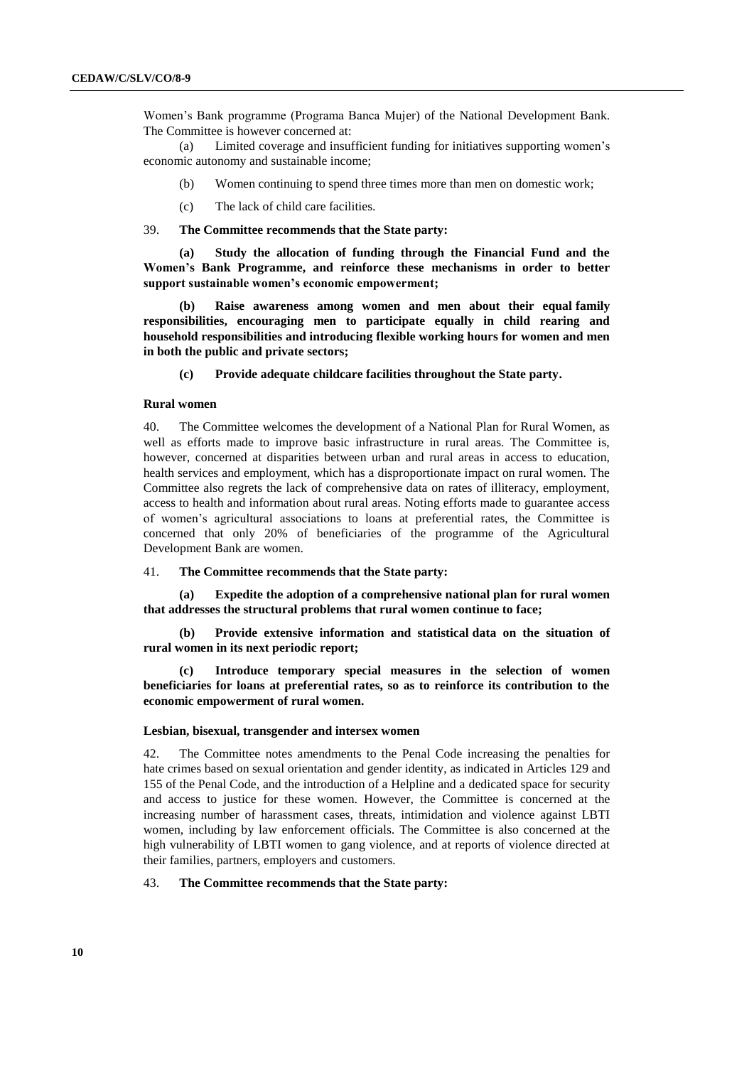Women's Bank programme (Programa Banca Mujer) of the National Development Bank. The Committee is however concerned at:

(a) Limited coverage and insufficient funding for initiatives supporting women's economic autonomy and sustainable income;

(b) Women continuing to spend three times more than men on domestic work;

(c) The lack of child care facilities.

39. **The Committee recommends that the State party:**

**(a) Study the allocation of funding through the Financial Fund and the Women's Bank Programme, and reinforce these mechanisms in order to better support sustainable women's economic empowerment;**

**(b) Raise awareness among women and men about their equal family responsibilities, encouraging men to participate equally in child rearing and household responsibilities and introducing flexible working hours for women and men in both the public and private sectors;**

**(c) Provide adequate childcare facilities throughout the State party.**

### Rural women

40. The Committee welcomes the development of a National Plan for Rural Women, as well as efforts made to improve basic infrastructure in rural areas. The Committee is, however, concerned at disparities between urban and rural areas in access to education, health services and employment, which has a disproportionate impact on rural women. The Committee also regrets the lack of comprehensive data on rates of illiteracy, employment, access to health and information about rural areas. Noting efforts made to guarantee access of women's agricultural associations to loans at preferential rates, the Committee is concerned that only 20% of beneficiaries of the programme of the Agricultural Development Bank are women.

41. **The Committee recommends that the State party:**

**(a) Expedite the adoption of a comprehensive national plan for rural women that addresses the structural problems that rural women continue to face;**

**(b) Provide extensive information and statistical data on the situation of rural women in its next periodic report;**

**(c) Introduce temporary special measures in the selection of women beneficiaries for loans at preferential rates, so as to reinforce its contribution to the economic empowerment of rural women.**

### Lesbian, bisexual, transgender and intersex women

42. The Committee notes amendments to the Penal Code increasing the penalties for hate crimes based on sexual orientation and gender identity, as indicated in Articles 129 and 155 of the Penal Code, and the introduction of a Helpline and a dedicated space for security and access to justice for these women. However, the Committee is concerned at the increasing number of harassment cases, threats, intimidation and violence against LBTI women, including by law enforcement officials. The Committee is also concerned at the high vulnerability of LBTI women to gang violence, and at reports of violence directed at their families, partners, employers and customers.

43. **The Committee recommends that the State party:**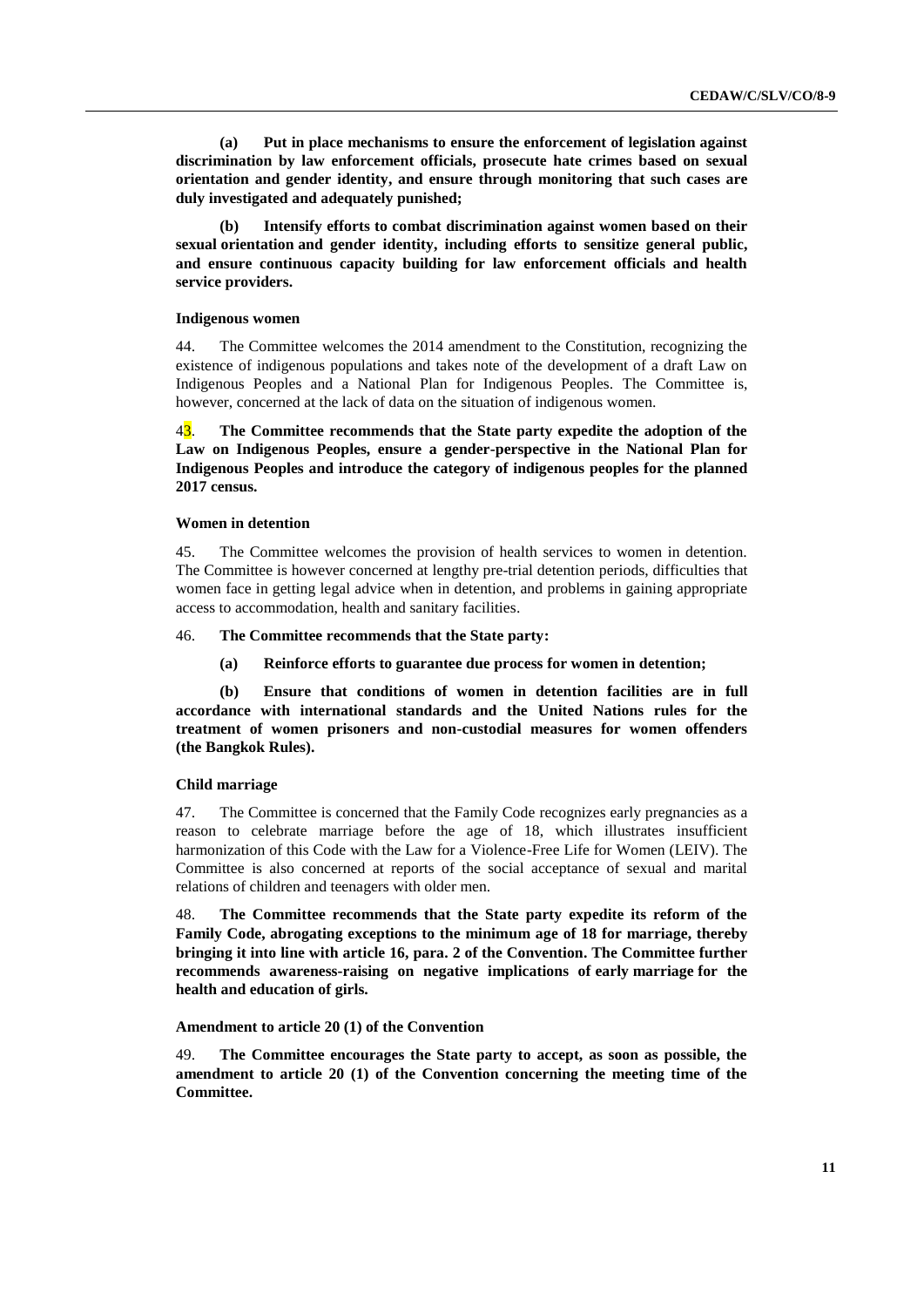**(a) Put in place mechanisms to ensure the enforcement of legislation against discrimination by law enforcement officials, prosecute hate crimes based on sexual orientation and gender identity, and ensure through monitoring that such cases are duly investigated and adequately punished;**

**(b) Intensify efforts to combat discrimination against women based on their sexual orientation and gender identity, including efforts to sensitize general public, and ensure continuous capacity building for law enforcement officials and health service providers.**

### Indigenous women

44. The Committee welcomes the 2014 amendment to the Constitution, recognizing the existence of indigenous populations and takes note of the development of a draft Law on Indigenous Peoples and a National Plan for Indigenous Peoples. The Committee is, however, concerned at the lack of data on the situation of indigenous women.

43. **The Committee recommends that the State party expedite the adoption of the Law on Indigenous Peoples, ensure a gender-perspective in the National Plan for Indigenous Peoples and introduce the category of indigenous peoples for the planned 2017 census.**

### Women in detention

45. The Committee welcomes the provision of health services to women in detention. The Committee is however concerned at lengthy pre-trial detention periods, difficulties that women face in getting legal advice when in detention, and problems in gaining appropriate access to accommodation, health and sanitary facilities.

46. **The Committee recommends that the State party:**

**(a) Reinforce efforts to guarantee due process for women in detention;**

**(b) Ensure that conditions of women in detention facilities are in full accordance with international standards and the United Nations rules for the treatment of women prisoners and non-custodial measures for women offenders (the Bangkok Rules).**

### Child marriage

47. The Committee is concerned that the Family Code recognizes early pregnancies as a reason to celebrate marriage before the age of 18, which illustrates insufficient harmonization of this Code with the Law for a Violence-Free Life for Women (LEIV). The Committee is also concerned at reports of the social acceptance of sexual and marital relations of children and teenagers with older men.

48. **The Committee recommends that the State party expedite its reform of the Family Code, abrogating exceptions to the minimum age of 18 for marriage, thereby bringing it into line with article 16, para. 2 of the Convention. The Committee further recommends awareness-raising on negative implications of early marriage for the health and education of girls.**

### Amendment to article 20 (1) of the Convention

49. **The Committee encourages the State party to accept, as soon as possible, the amendment to article 20 (1) of the Convention concerning the meeting time of the Committee.**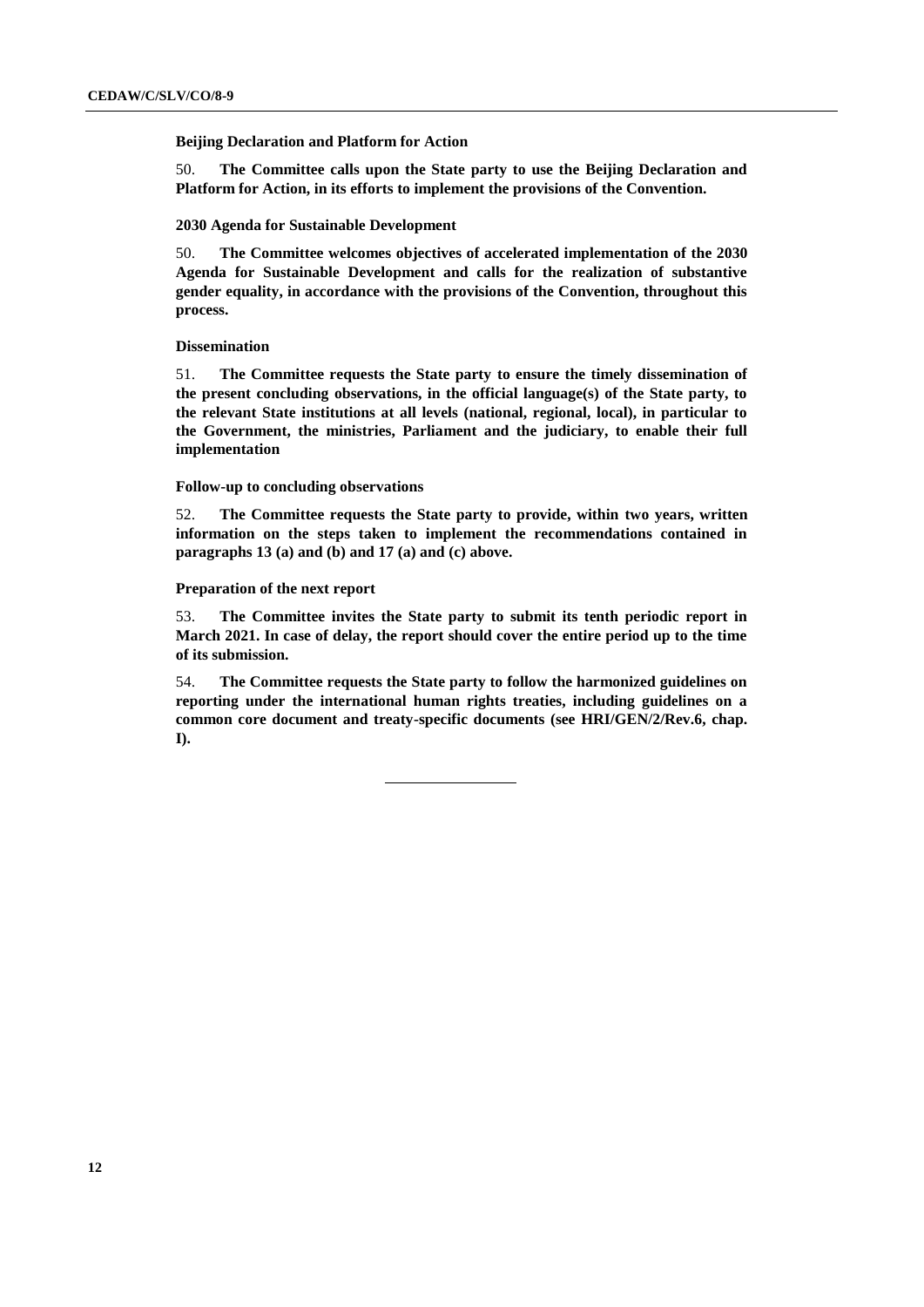**Beijing Declaration and Platform for Action**

50. **The Committee calls upon the State party to use the Beijing Declaration and Platform for Action, in its efforts to implement the provisions of the Convention.**

**2030 Agenda for Sustainable Development**

50. **The Committee welcomes objectives of accelerated implementation of the 2030 Agenda for Sustainable Development and calls for the realization of substantive gender equality, in accordance with the provisions of the Convention, throughout this process.**

**Dissemination**

51. **The Committee requests the State party to ensure the timely dissemination of the present concluding observations, in the official language(s) of the State party, to the relevant State institutions at all levels (national, regional, local), in particular to the Government, the ministries, Parliament and the judiciary, to enable their full implementation**

**Follow-up to concluding observations**

52. **The Committee requests the State party to provide, within two years, written information on the steps taken to implement the recommendations contained in paragraphs 13 (a) and (b) and 17 (a) and (c) above.**

**Preparation of the next report**

53. **The Committee invites the State party to submit its tenth periodic report in March 2021. In case of delay, the report should cover the entire period up to the time of its submission.**

54. **The Committee requests the State party to follow the harmonized guidelines on reporting under the international human rights treaties, including guidelines on a common core document and treaty-specific documents (see HRI/GEN/2/Rev.6, chap. I).**